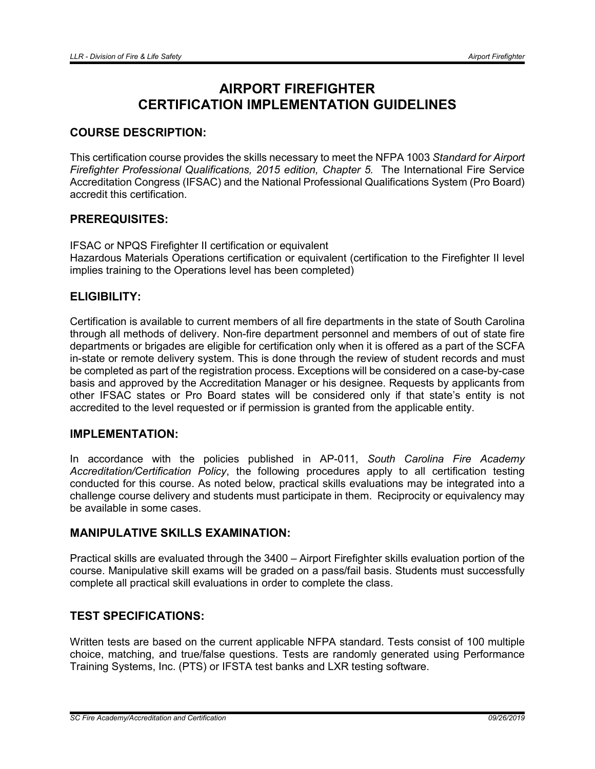# AIRPORT FIREFIGHTER
# CERTIFICATION IMPLEMENTATION GUIDELINES

## COURSE DESCRIPTION:

This certification course provides the skills necessary to meet the NFPA 1003 *Standard for Airport Firefighter Professional Qualifications, 2015 edition, Chapter 5.* The International Fire Service Accreditation Congress (IFSAC) and the National Professional Qualifications System (Pro Board) accredit this certification.

## PREREQUISITES:

IFSAC or NPQS Firefighter II certification or equivalent
Hazardous Materials Operations certification or equivalent (certification to the Firefighter II level implies training to the Operations level has been completed)

## ELIGIBILITY:

Certification is available to current members of all fire departments in the state of South Carolina through all methods of delivery. Non-fire department personnel and members of out of state fire departments or brigades are eligible for certification only when it is offered as a part of the SCFA in-state or remote delivery system. This is done through the review of student records and must be completed as part of the registration process. Exceptions will be considered on a case-by-case basis and approved by the Accreditation Manager or his designee. Requests by applicants from other IFSAC states or Pro Board states will be considered only if that state's entity is not accredited to the level requested or if permission is granted from the applicable entity.

## IMPLEMENTATION:

In accordance with the policies published in AP-011, *South Carolina Fire Academy Accreditation/Certification Policy*, the following procedures apply to all certification testing conducted for this course. As noted below, practical skills evaluations may be integrated into a challenge course delivery and students must participate in them. Reciprocity or equivalency may be available in some cases.

## MANIPULATIVE SKILLS EXAMINATION:

Practical skills are evaluated through the 3400 – Airport Firefighter skills evaluation portion of the course. Manipulative skill exams will be graded on a pass/fail basis. Students must successfully complete all practical skill evaluations in order to complete the class.

## TEST SPECIFICATIONS:

Written tests are based on the current applicable NFPA standard. Tests consist of 100 multiple choice, matching, and true/false questions. Tests are randomly generated using Performance Training Systems, Inc. (PTS) or IFSTA test banks and LXR testing software.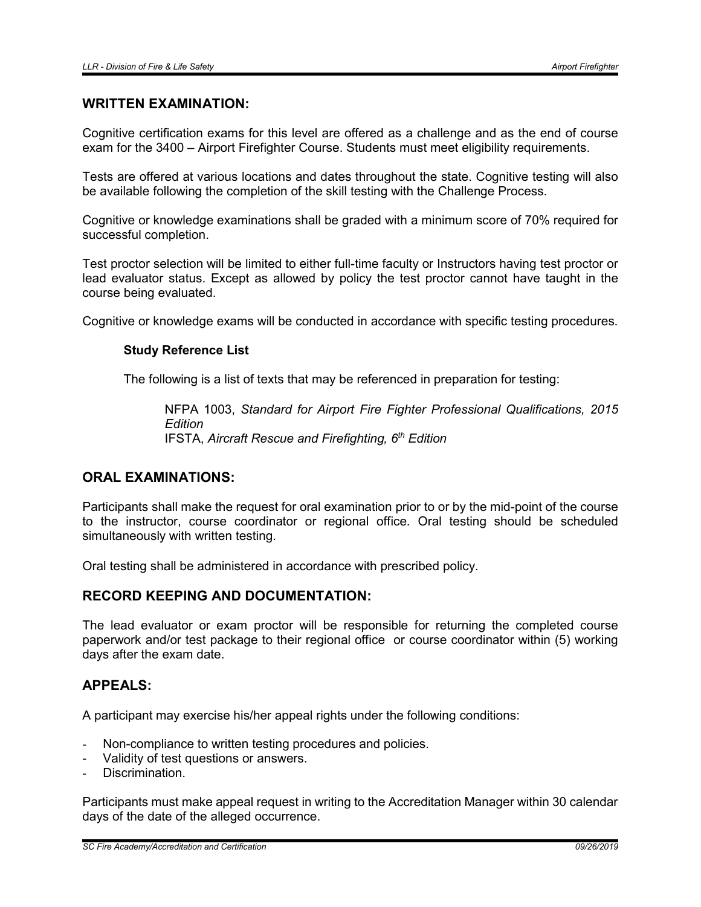## WRITTEN EXAMINATION:

Cognitive certification exams for this level are offered as a challenge and as the end of course exam for the 3400 – Airport Firefighter Course. Students must meet eligibility requirements.

Tests are offered at various locations and dates throughout the state. Cognitive testing will also be available following the completion of the skill testing with the Challenge Process.

Cognitive or knowledge examinations shall be graded with a minimum score of 70% required for successful completion.

Test proctor selection will be limited to either full-time faculty or Instructors having test proctor or lead evaluator status. Except as allowed by policy the test proctor cannot have taught in the course being evaluated.

Cognitive or knowledge exams will be conducted in accordance with specific testing procedures.

### Study Reference List

The following is a list of texts that may be referenced in preparation for testing:

NFPA 1003, *Standard for Airport Fire Fighter Professional Qualifications, 2015 Edition*
IFSTA, *Aircraft Rescue and Firefighting, 6th Edition*

## ORAL EXAMINATIONS:

Participants shall make the request for oral examination prior to or by the mid-point of the course to the instructor, course coordinator or regional office. Oral testing should be scheduled simultaneously with written testing.

Oral testing shall be administered in accordance with prescribed policy.

## RECORD KEEPING AND DOCUMENTATION:

The lead evaluator or exam proctor will be responsible for returning the completed course paperwork and/or test package to their regional office or course coordinator within (5) working days after the exam date.

## APPEALS:

A participant may exercise his/her appeal rights under the following conditions:

- Non-compliance to written testing procedures and policies.
- Validity of test questions or answers.
- Discrimination.

Participants must make appeal request in writing to the Accreditation Manager within 30 calendar days of the date of the alleged occurrence.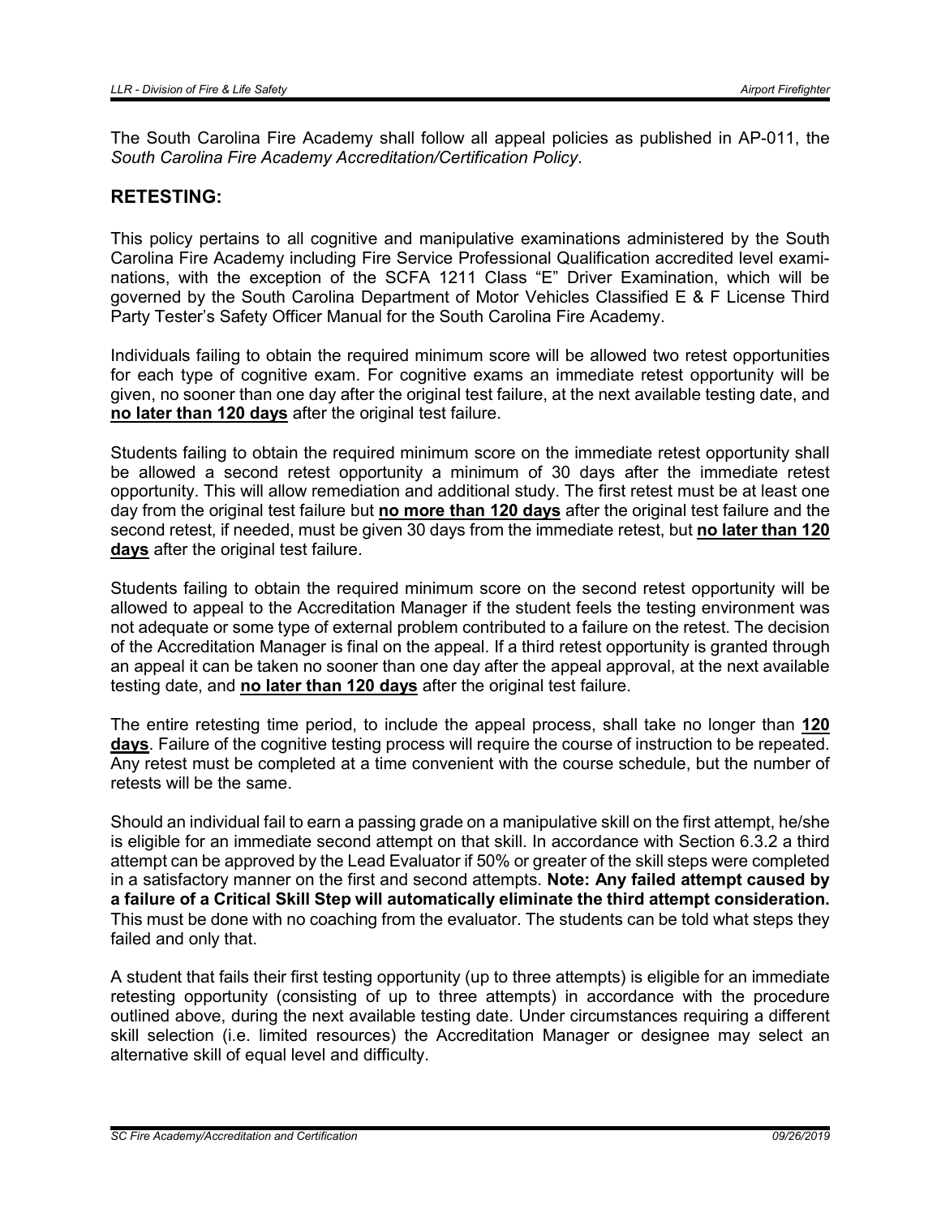The South Carolina Fire Academy shall follow all appeal policies as published in AP-011, the *South Carolina Fire Academy Accreditation/Certification Policy*.

## RETESTING:

This policy pertains to all cognitive and manipulative examinations administered by the South Carolina Fire Academy including Fire Service Professional Qualification accredited level examinations, with the exception of the SCFA 1211 Class "E" Driver Examination, which will be governed by the South Carolina Department of Motor Vehicles Classified E & F License Third Party Tester's Safety Officer Manual for the South Carolina Fire Academy.

Individuals failing to obtain the required minimum score will be allowed two retest opportunities for each type of cognitive exam. For cognitive exams an immediate retest opportunity will be given, no sooner than one day after the original test failure, at the next available testing date, and **no later than 120 days** after the original test failure.

Students failing to obtain the required minimum score on the immediate retest opportunity shall be allowed a second retest opportunity a minimum of 30 days after the immediate retest opportunity. This will allow remediation and additional study. The first retest must be at least one day from the original test failure but **no more than 120 days** after the original test failure and the second retest, if needed, must be given 30 days from the immediate retest, but **no later than 120 days** after the original test failure.

Students failing to obtain the required minimum score on the second retest opportunity will be allowed to appeal to the Accreditation Manager if the student feels the testing environment was not adequate or some type of external problem contributed to a failure on the retest. The decision of the Accreditation Manager is final on the appeal. If a third retest opportunity is granted through an appeal it can be taken no sooner than one day after the appeal approval, at the next available testing date, and **no later than 120 days** after the original test failure.

The entire retesting time period, to include the appeal process, shall take no longer than **120 days**. Failure of the cognitive testing process will require the course of instruction to be repeated. Any retest must be completed at a time convenient with the course schedule, but the number of retests will be the same.

Should an individual fail to earn a passing grade on a manipulative skill on the first attempt, he/she is eligible for an immediate second attempt on that skill. In accordance with Section 6.3.2 a third attempt can be approved by the Lead Evaluator if 50% or greater of the skill steps were completed in a satisfactory manner on the first and second attempts. **Note: Any failed attempt caused by a failure of a Critical Skill Step will automatically eliminate the third attempt consideration.** This must be done with no coaching from the evaluator. The students can be told what steps they failed and only that.

A student that fails their first testing opportunity (up to three attempts) is eligible for an immediate retesting opportunity (consisting of up to three attempts) in accordance with the procedure outlined above, during the next available testing date. Under circumstances requiring a different skill selection (i.e. limited resources) the Accreditation Manager or designee may select an alternative skill of equal level and difficulty.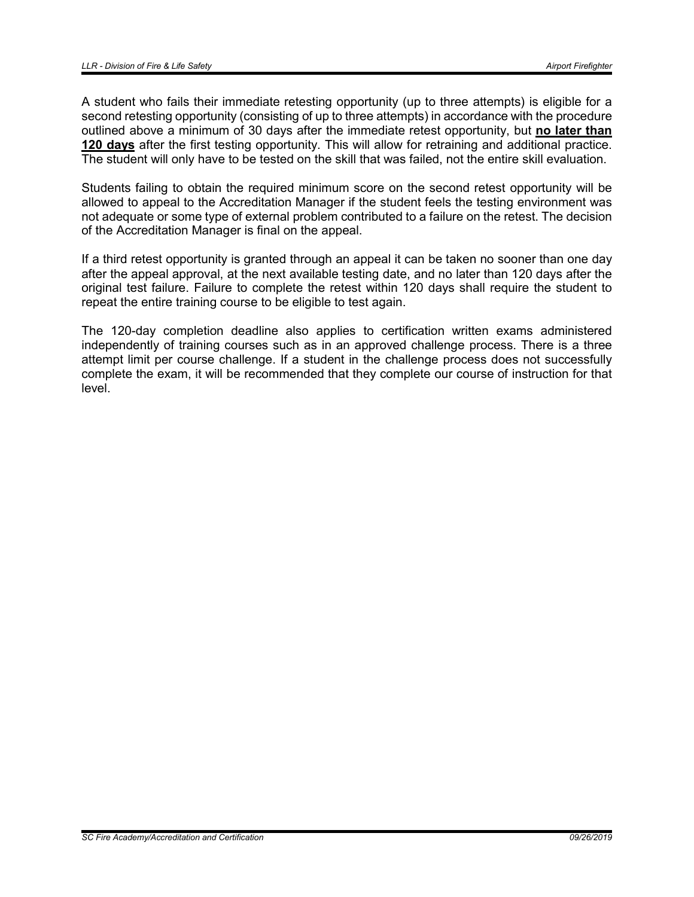A student who fails their immediate retesting opportunity (up to three attempts) is eligible for a second retesting opportunity (consisting of up to three attempts) in accordance with the procedure outlined above a minimum of 30 days after the immediate retest opportunity, but **no later than 120 days** after the first testing opportunity. This will allow for retraining and additional practice. The student will only have to be tested on the skill that was failed, not the entire skill evaluation.

Students failing to obtain the required minimum score on the second retest opportunity will be allowed to appeal to the Accreditation Manager if the student feels the testing environment was not adequate or some type of external problem contributed to a failure on the retest. The decision of the Accreditation Manager is final on the appeal.

If a third retest opportunity is granted through an appeal it can be taken no sooner than one day after the appeal approval, at the next available testing date, and no later than 120 days after the original test failure. Failure to complete the retest within 120 days shall require the student to repeat the entire training course to be eligible to test again.

The 120-day completion deadline also applies to certification written exams administered independently of training courses such as in an approved challenge process. There is a three attempt limit per course challenge. If a student in the challenge process does not successfully complete the exam, it will be recommended that they complete our course of instruction for that level.